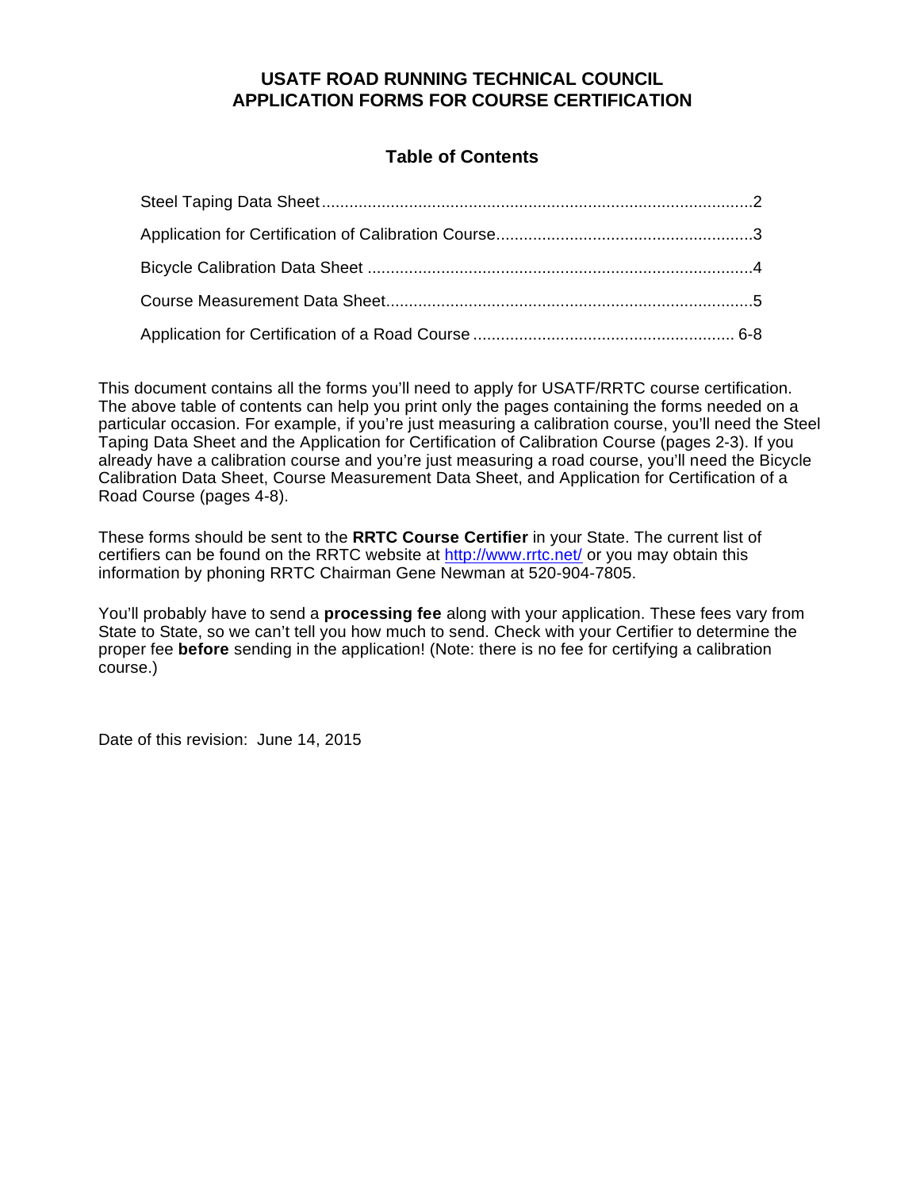# USATF ROAD RUNNING TECHNICAL COUNCIL
# APPLICATION FORMS FOR COURSE CERTIFICATION

## Table of Contents

| Section | Page |
|---|---|
| Steel Taping Data Sheet | 2 |
| Application for Certification of Calibration Course | 3 |
| Bicycle Calibration Data Sheet | 4 |
| Course Measurement Data Sheet | 5 |
| Application for Certification of a Road Course | 6-8 |

This document contains all the forms you'll need to apply for USATF/RRTC course certification. The above table of contents can help you print only the pages containing the forms needed on a particular occasion. For example, if you're just measuring a calibration course, you'll need the Steel Taping Data Sheet and the Application for Certification of Calibration Course (pages 2-3). If you already have a calibration course and you're just measuring a road course, you'll need the Bicycle Calibration Data Sheet, Course Measurement Data Sheet, and Application for Certification of a Road Course (pages 4-8).

These forms should be sent to the **RRTC Course Certifier** in your State. The current list of certifiers can be found on the RRTC website at http://www.rrtc.net/ or you may obtain this information by phoning RRTC Chairman Gene Newman at 520-904-7805.

You'll probably have to send a **processing fee** along with your application. These fees vary from State to State, so we can't tell you how much to send. Check with your Certifier to determine the proper fee **before** sending in the application! (Note: there is no fee for certifying a calibration course.)

Date of this revision: June 14, 2015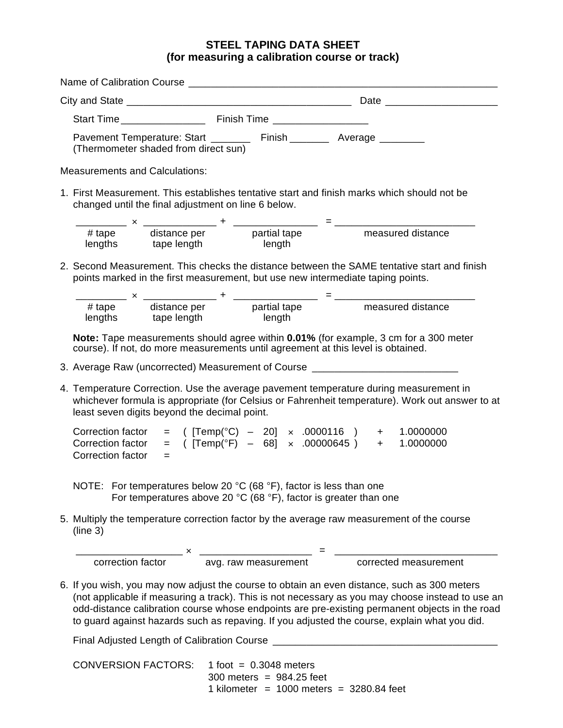# STEEL TAPING DATA SHEET
## (for measuring a calibration course or track)

Name of Calibration Course ________________________________________________________

City and State ________________________________________ Date ___________________

Start Time _______________ Finish Time _________________

Pavement Temperature: Start _______ Finish _______ Average ________
(Thermometer shaded from direct sun)

Measurements and Calculations:

1. First Measurement. This establishes tentative start and finish marks which should not be changed until the final adjustment on line 6 below.

   _________ × _____________ + _______________ = _________________________

   | # tape lengths | distance per tape length | partial tape length | measured distance |
   |---|---|---|---|

2. Second Measurement. This checks the distance between the SAME tentative start and finish points marked in the first measurement, but use new intermediate taping points.

   _________ × _____________ + _______________ = _________________________

   | # tape lengths | distance per tape length | partial tape length | measured distance |
   |---|---|---|---|

   **Note:** Tape measurements should agree within **0.01%** (for example, 3 cm for a 300 meter course). If not, do more measurements until agreement at this level is obtained.

3. Average Raw (uncorrected) Measurement of Course __________________________

4. Temperature Correction. Use the average pavement temperature during measurement in whichever formula is appropriate (for Celsius or Fahrenheit temperature). Work out answer to at least seven digits beyond the decimal point.

   Correction factor = ( [Temp(°C) – 20] × .0000116 ) + 1.0000000
   Correction factor = ( [Temp(°F) – 68] × .00000645 ) + 1.0000000
   Correction factor =

   NOTE: For temperatures below 20 °C (68 °F), factor is less than one
   For temperatures above 20 °C (68 °F), factor is greater than one

5. Multiply the temperature correction factor by the average raw measurement of the course (line 3)

   ___________________ × ____________________ = ______________________________

   | correction factor | avg. raw measurement | corrected measurement |
   |---|---|---|

6. If you wish, you may now adjust the course to obtain an even distance, such as 300 meters (not applicable if measuring a track). This is not necessary as you may choose instead to use an odd-distance calibration course whose endpoints are pre-existing permanent objects in the road to guard against hazards such as repaving. If you adjusted the course, explain what you did.

   Final Adjusted Length of Calibration Course ________________________________________

   CONVERSION FACTORS:
   1 foot = 0.3048 meters
   300 meters = 984.25 feet
   1 kilometer = 1000 meters = 3280.84 feet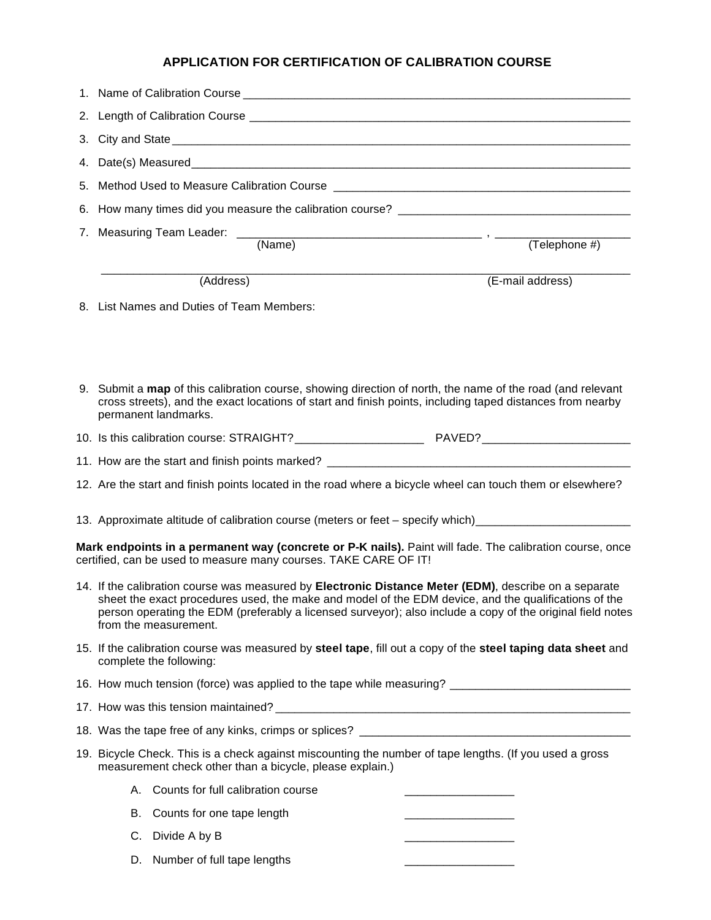# APPLICATION FOR CERTIFICATION OF CALIBRATION COURSE

1. Name of Calibration Course ______________________________________________________________

2. Length of Calibration Course ____________________________________________________________

3. City and State ________________________________________________________________________

4. Date(s) Measured______________________________________________________________________

5. Method Used to Measure Calibration Course ________________________________________________

6. How many times did you measure the calibration course? ____________________________________

7. Measuring Team Leader: ______________________________________ , ____________________
   (Name) (Telephone #)

   ________________________________________________________________________________________
   (Address) (E-mail address)

8. List Names and Duties of Team Members:

9. Submit a **map** of this calibration course, showing direction of north, the name of the road (and relevant cross streets), and the exact locations of start and finish points, including taped distances from nearby permanent landmarks.

10. Is this calibration course: STRAIGHT?____________________ PAVED?_______________________

11. How are the start and finish points marked? ______________________________________________

12. Are the start and finish points located in the road where a bicycle wheel can touch them or elsewhere?

13. Approximate altitude of calibration course (meters or feet – specify which)________________________

**Mark endpoints in a permanent way (concrete or P-K nails).** Paint will fade. The calibration course, once certified, can be used to measure many courses. TAKE CARE OF IT!

14. If the calibration course was measured by **Electronic Distance Meter (EDM)**, describe on a separate sheet the exact procedures used, the make and model of the EDM device, and the qualifications of the person operating the EDM (preferably a licensed surveyor); also include a copy of the original field notes from the measurement.

15. If the calibration course was measured by **steel tape**, fill out a copy of the **steel taping data sheet** and complete the following:

16. How much tension (force) was applied to the tape while measuring? ____________________________

17. How was this tension maintained? ________________________________________________________

18. Was the tape free of any kinks, crimps or splices? ___________________________________________

19. Bicycle Check. This is a check against miscounting the number of tape lengths. (If you used a gross measurement check other than a bicycle, please explain.)

    A. Counts for full calibration course _________________

    B. Counts for one tape length _________________

    C. Divide A by B _________________

    D. Number of full tape lengths _________________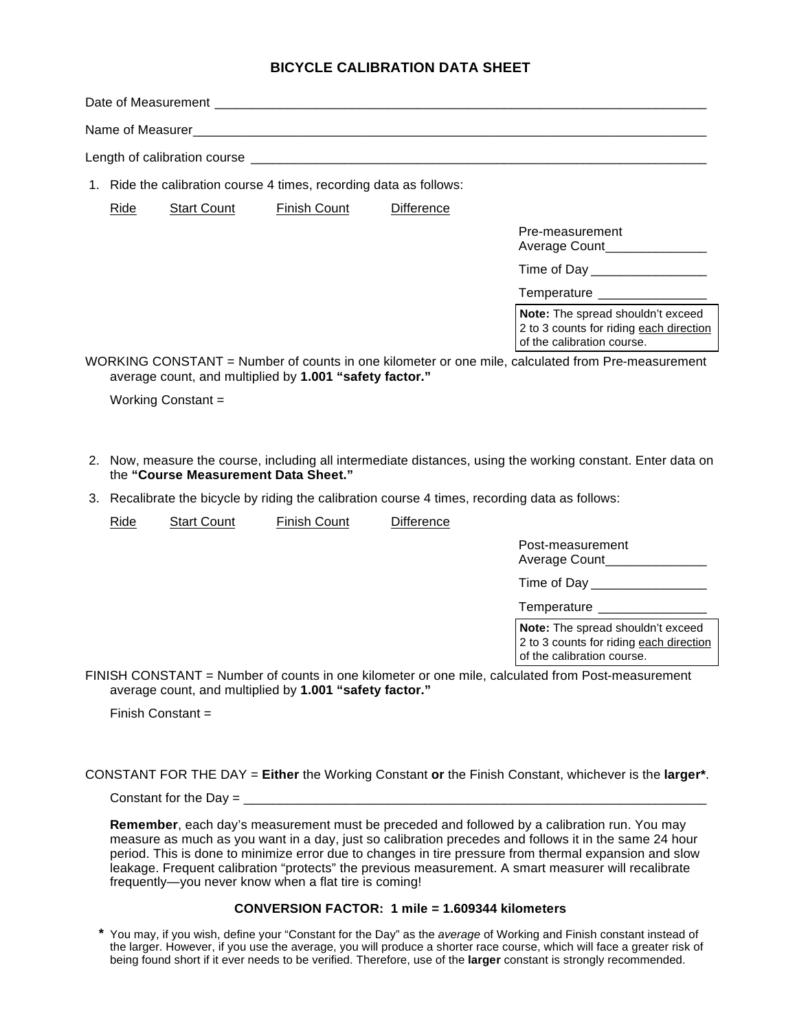# BICYCLE CALIBRATION DATA SHEET

Date of Measurement ______________________________________________________________________

Name of Measurer________________________________________________________________________

Length of calibration course ________________________________________________________________

1. Ride the calibration course 4 times, recording data as follows:

| Ride | Start Count | Finish Count | Difference |
|---|---|---|---|

Pre-measurement Average Count______________

Time of Day ________________

Temperature _______________

> **Note:** The spread shouldn't exceed 2 to 3 counts for riding each direction of the calibration course.

WORKING CONSTANT = Number of counts in one kilometer or one mile, calculated from Pre-measurement average count, and multiplied by **1.001 "safety factor."**

Working Constant =

2. Now, measure the course, including all intermediate distances, using the working constant. Enter data on the **"Course Measurement Data Sheet."**
3. Recalibrate the bicycle by riding the calibration course 4 times, recording data as follows:

| Ride | Start Count | Finish Count | Difference |
|---|---|---|---|

Post-measurement Average Count______________

Time of Day ________________

Temperature _______________

> **Note:** The spread shouldn't exceed 2 to 3 counts for riding each direction of the calibration course.

FINISH CONSTANT = Number of counts in one kilometer or one mile, calculated from Post-measurement average count, and multiplied by **1.001 "safety factor."**

Finish Constant =

CONSTANT FOR THE DAY = **Either** the Working Constant **or** the Finish Constant, whichever is the **larger\***.

Constant for the Day = ___________________________________________________________________

**Remember**, each day's measurement must be preceded and followed by a calibration run. You may measure as much as you want in a day, just so calibration precedes and follows it in the same 24 hour period. This is done to minimize error due to changes in tire pressure from thermal expansion and slow leakage. Frequent calibration "protects" the previous measurement. A smart measurer will recalibrate frequently—you never know when a flat tire is coming!

**CONVERSION FACTOR: 1 mile = 1.609344 kilometers**

**\*** You may, if you wish, define your "Constant for the Day" as the *average* of Working and Finish constant instead of the larger. However, if you use the average, you will produce a shorter race course, which will face a greater risk of being found short if it ever needs to be verified. Therefore, use of the **larger** constant is strongly recommended.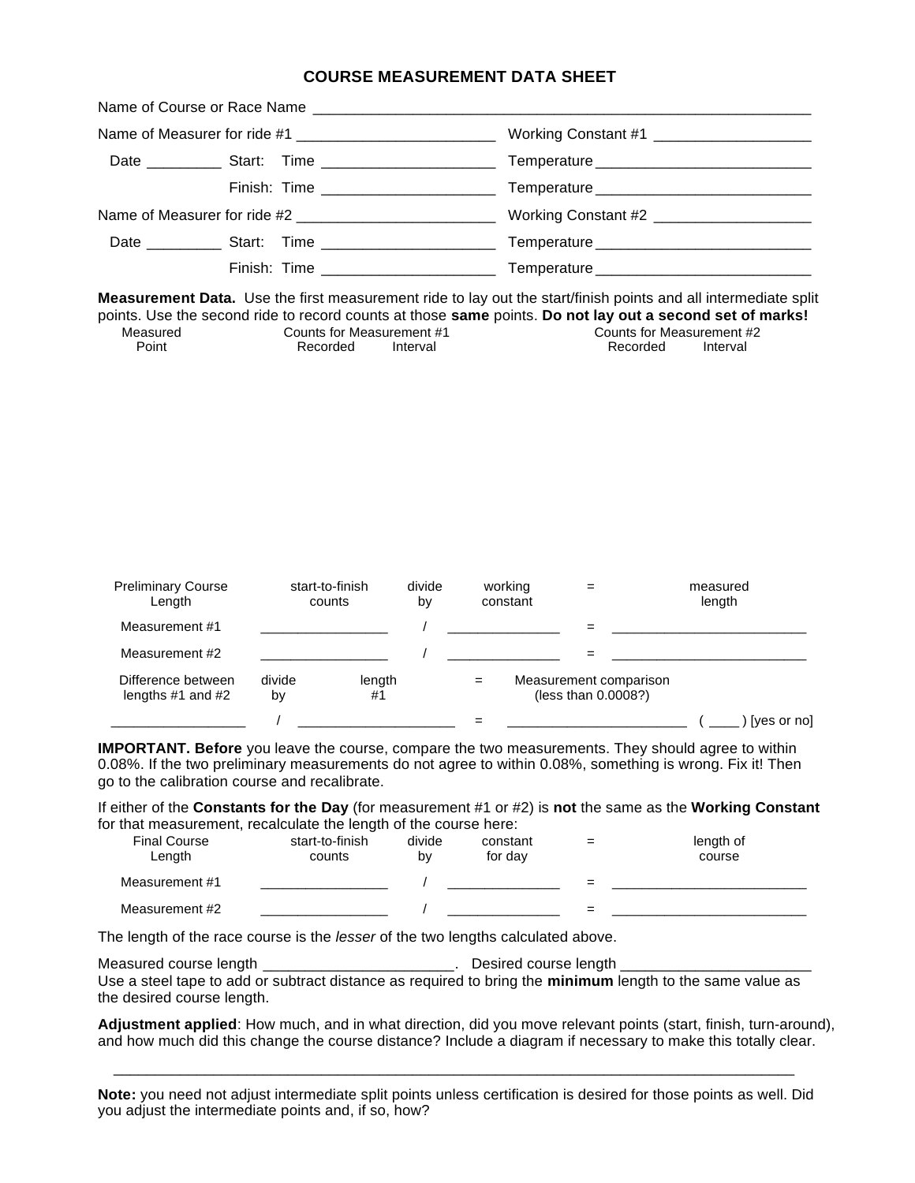# COURSE MEASUREMENT DATA SHEET

Name of Course or Race Name ____________________________________________________________

Name of Measurer for ride #1 ________________________ Working Constant #1 ___________________

Date _________ Start: Time _____________________ Temperature __________________________

Finish: Time _____________________ Temperature __________________________

Name of Measurer for ride #2 ________________________ Working Constant #2 ___________________

Date _________ Start: Time _____________________ Temperature __________________________

Finish: Time _____________________ Temperature __________________________

**Measurement Data.** Use the first measurement ride to lay out the start/finish points and all intermediate split points. Use the second ride to record counts at those **same** points. **Do not lay out a second set of marks!**

| Measured Point | Counts for Measurement #1 | | Counts for Measurement #2 | |
|---|---|---|---|---|
| | Recorded | Interval | Recorded | Interval |
| | | | | |

| Preliminary Course Length | start-to-finish counts | divide by | working constant | = | measured length |
|---|---|---|---|---|---|
| Measurement #1 | ________________ | / | _______________ | = | _________________________ |
| Measurement #2 | ________________ | / | _______________ | = | _________________________ |

| Difference between lengths #1 and #2 | divide by | length #1 | = | Measurement comparison (less than 0.0008?) | |
|---|---|---|---|---|---|
| _________________ | / | ____________________ | = | _______________________ | ( ____ ) [yes or no] |

**IMPORTANT. Before** you leave the course, compare the two measurements. They should agree to within 0.08%. If the two preliminary measurements do not agree to within 0.08%, something is wrong. Fix it! Then go to the calibration course and recalibrate.

If either of the **Constants for the Day** (for measurement #1 or #2) is **not** the same as the **Working Constant** for that measurement, recalculate the length of the course here:

| Final Course Length | start-to-finish counts | divide by | constant for day | = | length of course |
|---|---|---|---|---|---|
| Measurement #1 | ________________ | / | _______________ | = | _________________________ |
| Measurement #2 | ________________ | / | _______________ | = | _________________________ |

The length of the race course is the *lesser* of the two lengths calculated above.

Measured course length _______________________. Desired course length _______________________

Use a steel tape to add or subtract distance as required to bring the **minimum** length to the same value as the desired course length.

**Adjustment applied**: How much, and in what direction, did you move relevant points (start, finish, turn-around), and how much did this change the course distance? Include a diagram if necessary to make this totally clear.

_____________________________________________________________________________________

**Note:** you need not adjust intermediate split points unless certification is desired for those points as well. Did you adjust the intermediate points and, if so, how?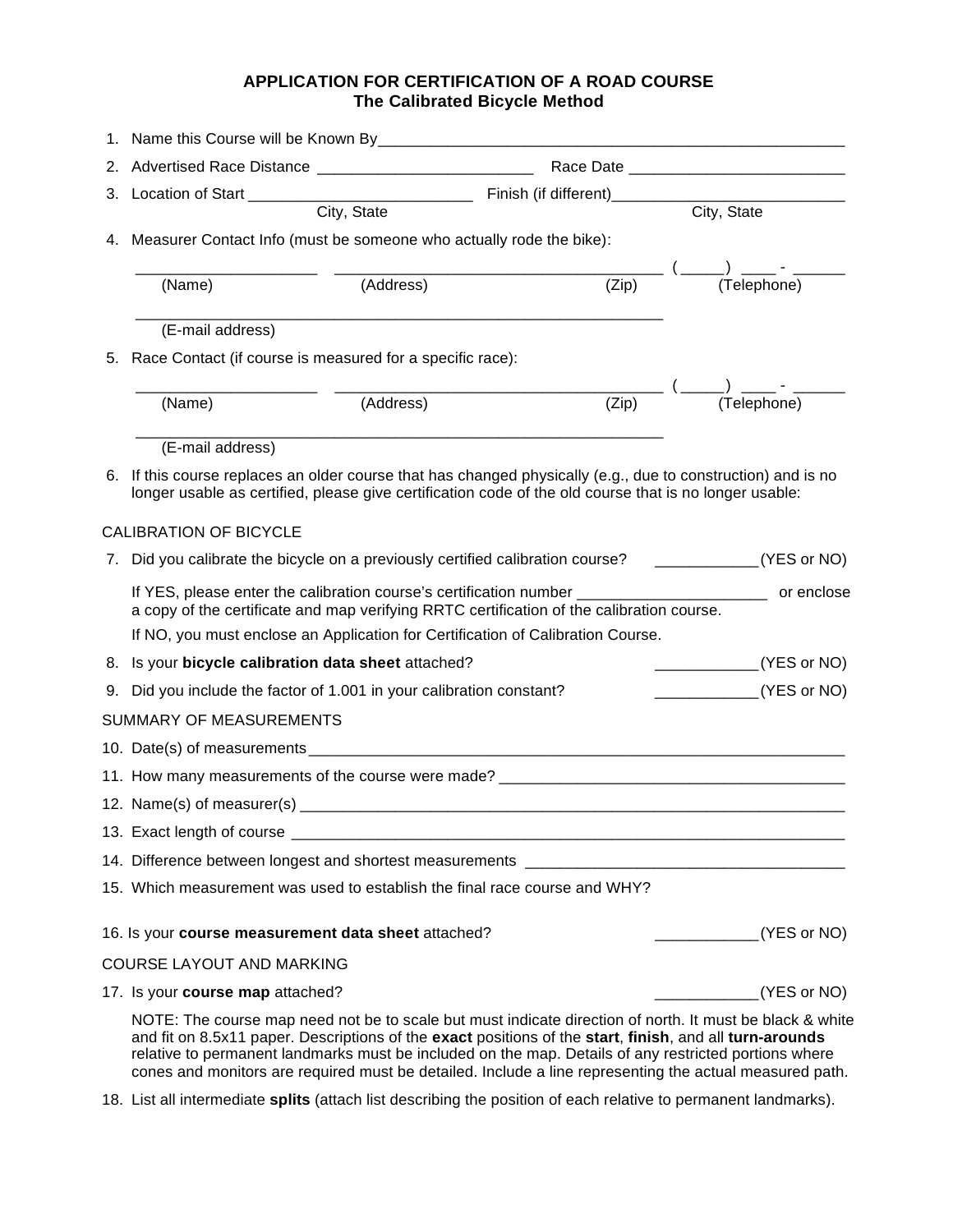# APPLICATION FOR CERTIFICATION OF A ROAD COURSE
## The Calibrated Bicycle Method

1. Name this Course will be Known By_______________________________________________________

2. Advertised Race Distance _________________________ Race Date _________________________

3. Location of Start __________________________ Finish (if different)__________________________
   City, State City, State

4. Measurer Contact Info (must be someone who actually rode the bike):

   _____________________ ______________________________________ ( _____) ____ - ______
   (Name) (Address) (Zip) (Telephone)

   ______________________________________________________________
   (E-mail address)

5. Race Contact (if course is measured for a specific race):

   _____________________ ______________________________________ ( _____) ____ - ______
   (Name) (Address) (Zip) (Telephone)

   ______________________________________________________________
   (E-mail address)

6. If this course replaces an older course that has changed physically (e.g., due to construction) and is no longer usable as certified, please give certification code of the old course that is no longer usable:

CALIBRATION OF BICYCLE

7. Did you calibrate the bicycle on a previously certified calibration course? ____________(YES or NO)

   If YES, please enter the calibration course's certification number ______________________ or enclose a copy of the certificate and map verifying RRTC certification of the calibration course.

   If NO, you must enclose an Application for Certification of Calibration Course.

8. Is your **bicycle calibration data sheet** attached? ____________(YES or NO)

9. Did you include the factor of 1.001 in your calibration constant? ____________(YES or NO)

SUMMARY OF MEASUREMENTS

10. Date(s) of measurements_______________________________________________________________

11. How many measurements of the course were made? ________________________________________

12. Name(s) of measurer(s) _________________________________________________________________

13. Exact length of course __________________________________________________________________

14. Difference between longest and shortest measurements ______________________________________

15. Which measurement was used to establish the final race course and WHY?

16. Is your **course measurement data sheet** attached? ____________(YES or NO)

COURSE LAYOUT AND MARKING

17. Is your **course map** attached? ____________(YES or NO)

    NOTE: The course map need not be to scale but must indicate direction of north. It must be black & white and fit on 8.5x11 paper. Descriptions of the **exact** positions of the **start**, **finish**, and all **turn-arounds** relative to permanent landmarks must be included on the map. Details of any restricted portions where cones and monitors are required must be detailed. Include a line representing the actual measured path.

18. List all intermediate **splits** (attach list describing the position of each relative to permanent landmarks).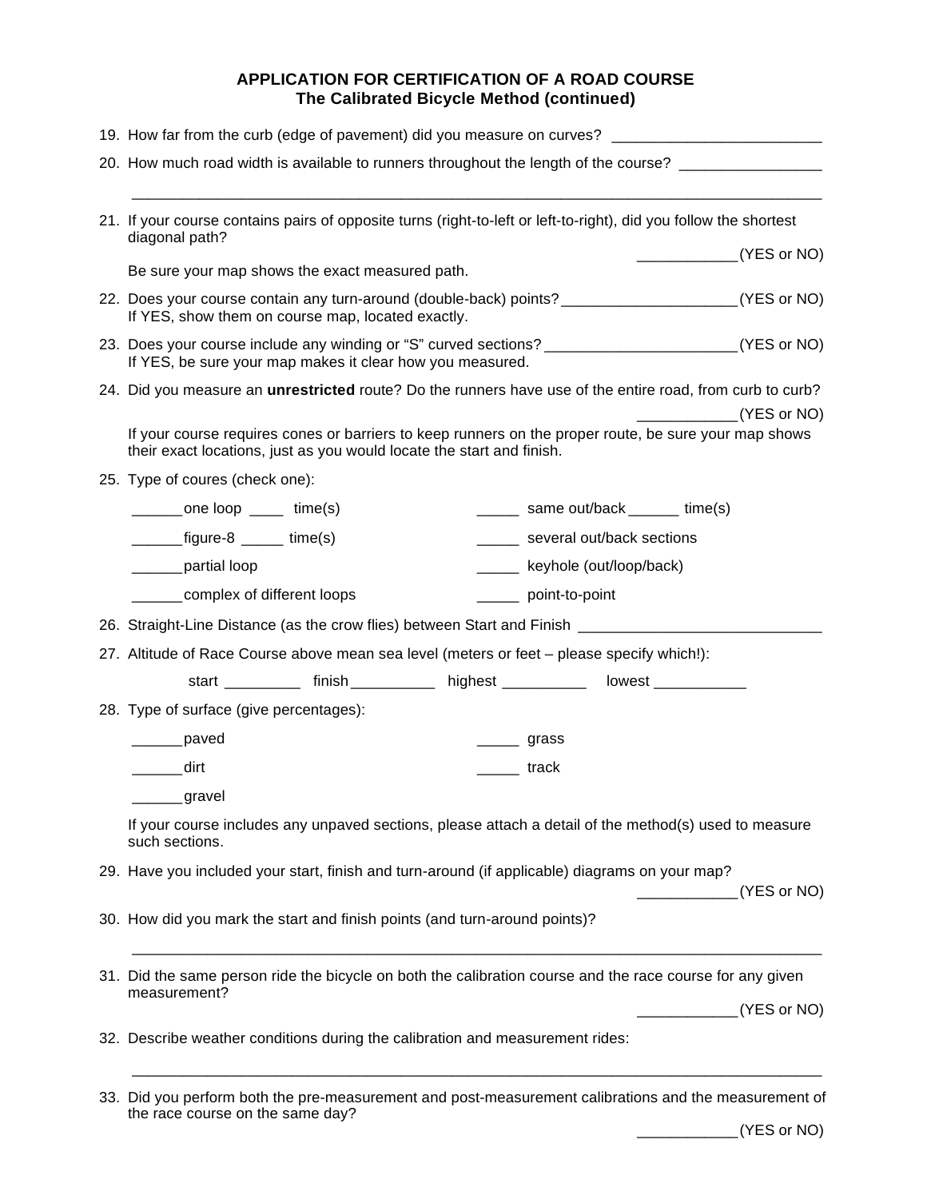# APPLICATION FOR CERTIFICATION OF A ROAD COURSE
## The Calibrated Bicycle Method (continued)

19. How far from the curb (edge of pavement) did you measure on curves? ________________________

20. How much road width is available to runners throughout the length of the course? ________________

    ________________________________________________________________________________

21. If your course contains pairs of opposite turns (right-to-left or left-to-right), did you follow the shortest diagonal path?

    ____________(YES or NO)

    Be sure your map shows the exact measured path.

22. Does your course contain any turn-around (double-back) points? ____________________(YES or NO)
    If YES, show them on course map, located exactly.

23. Does your course include any winding or "S" curved sections? ______________________(YES or NO)
    If YES, be sure your map makes it clear how you measured.

24. Did you measure an **unrestricted** route? Do the runners have use of the entire road, from curb to curb?

    ____________(YES or NO)

    If your course requires cones or barriers to keep runners on the proper route, be sure your map shows their exact locations, just as you would locate the start and finish.

25. Type of coures (check one):

    ______one loop ____ time(s)

    ______figure-8 _____ time(s)

    ______partial loop

    ______complex of different loops

    _____ same out/back ______ time(s)

    _____ several out/back sections

    _____ keyhole (out/loop/back)

    _____ point-to-point

26. Straight-Line Distance (as the crow flies) between Start and Finish ____________________________

27. Altitude of Race Course above mean sea level (meters or feet – please specify which!):

    start _________ finish __________ highest __________ lowest ___________

28. Type of surface (give percentages):

    ______paved

    ______dirt

    ______gravel

    _____ grass

    _____ track

    If your course includes any unpaved sections, please attach a detail of the method(s) used to measure such sections.

29. Have you included your start, finish and turn-around (if applicable) diagrams on your map?

    ____________(YES or NO)

30. How did you mark the start and finish points (and turn-around points)?

    ________________________________________________________________________________

31. Did the same person ride the bicycle on both the calibration course and the race course for any given measurement?

    ____________(YES or NO)

32. Describe weather conditions during the calibration and measurement rides:

    ________________________________________________________________________________

33. Did you perform both the pre-measurement and post-measurement calibrations and the measurement of the race course on the same day?

    ____________(YES or NO)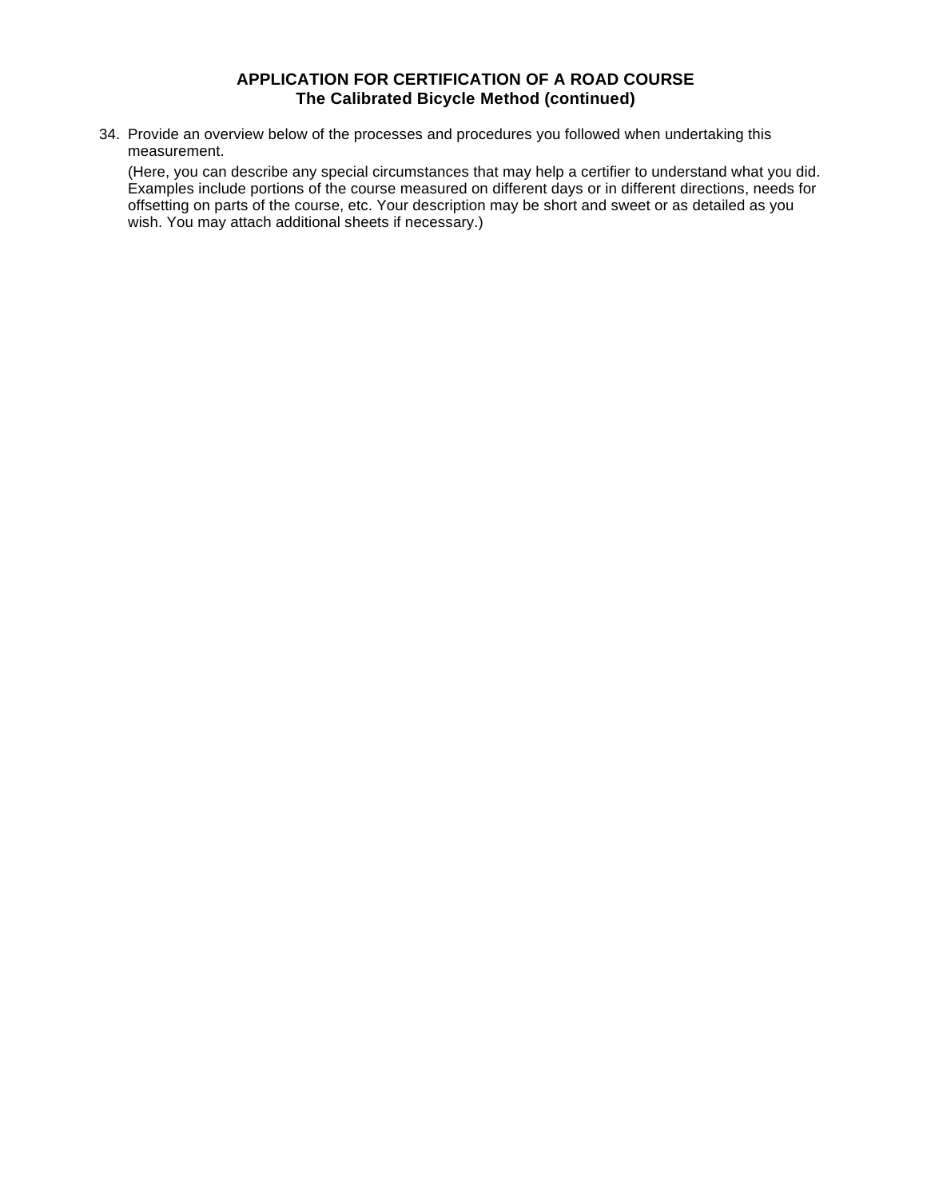## APPLICATION FOR CERTIFICATION OF A ROAD COURSE
### The Calibrated Bicycle Method (continued)

34. Provide an overview below of the processes and procedures you followed when undertaking this measurement.

    (Here, you can describe any special circumstances that may help a certifier to understand what you did. Examples include portions of the course measured on different days or in different directions, needs for offsetting on parts of the course, etc. Your description may be short and sweet or as detailed as you wish. You may attach additional sheets if necessary.)